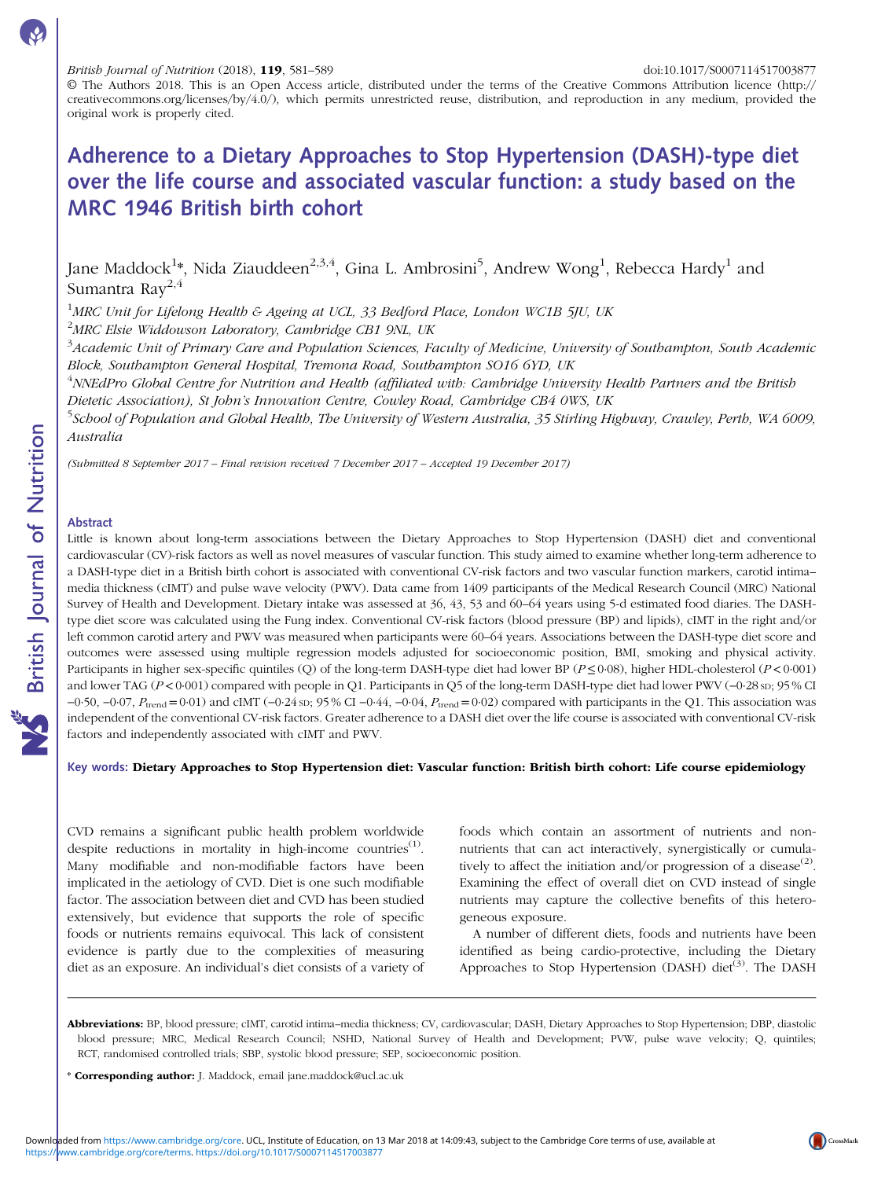© The Authors 2018. This is an Open Access article, distributed under the terms of the Creative Commons Attribution licence (http://creativecommons.org/licenses/by/4.0/), which permits unrestricted reuse, distribution, and reproduction in any medium, provided the original work is properly cited.

# Adherence to a Dietary Approaches to Stop Hypertension (DASH)-type diet over the life course and associated vascular function: a study based on the MRC 1946 British birth cohort

Jane Maddock[1]*, Nida Ziauddeen[2,3,4], Gina L. Ambrosini[5], Andrew Wong[1], Rebecca Hardy[1] and Sumantra Ray[2,4]

[1]*MRC Unit for Lifelong Health & Ageing at UCL, 33 Bedford Place, London WC1B 5JU, UK*

[2]*MRC Elsie Widdowson Laboratory, Cambridge CB1 9NL, UK*

[3]*Academic Unit of Primary Care and Population Sciences, Faculty of Medicine, University of Southampton, South Academic Block, Southampton General Hospital, Tremona Road, Southampton SO16 6YD, UK*

[4]*NNEdPro Global Centre for Nutrition and Health (affiliated with: Cambridge University Health Partners and the British Dietetic Association), St John's Innovation Centre, Cowley Road, Cambridge CB4 0WS, UK*

[5]*School of Population and Global Health, The University of Western Australia, 35 Stirling Highway, Crawley, Perth, WA 6009, Australia*

*(Submitted 8 September 2017 – Final revision received 7 December 2017 – Accepted 19 December 2017)*

## Abstract

Little is known about long-term associations between the Dietary Approaches to Stop Hypertension (DASH) diet and conventional cardiovascular (CV)-risk factors as well as novel measures of vascular function. This study aimed to examine whether long-term adherence to a DASH-type diet in a British birth cohort is associated with conventional CV-risk factors and two vascular function markers, carotid intima–media thickness (cIMT) and pulse wave velocity (PWV). Data came from 1409 participants of the Medical Research Council (MRC) National Survey of Health and Development. Dietary intake was assessed at 36, 43, 53 and 60–64 years using 5-d estimated food diaries. The DASH-type diet score was calculated using the Fung index. Conventional CV-risk factors (blood pressure (BP) and lipids), cIMT in the right and/or left common carotid artery and PWV was measured when participants were 60–64 years. Associations between the DASH-type diet score and outcomes were assessed using multiple regression models adjusted for socioeconomic position, BMI, smoking and physical activity. Participants in higher sex-specific quintiles (Q) of the long-term DASH-type diet had lower BP ($P \leq 0.08$), higher HDL-cholesterol ($P < 0.001$) and lower TAG ($P < 0.001$) compared with people in Q1. Participants in Q5 of the long-term DASH-type diet had lower PWV ($-0.28$ SD; 95 % CI $-0.50$, $-0.07$, $P_{trend} = 0.01$) and cIMT ($-0.24$ SD; 95 % CI $-0.44$, $-0.04$, $P_{trend} = 0.02$) compared with participants in the Q1. This association was independent of the conventional CV-risk factors. Greater adherence to a DASH diet over the life course is associated with conventional CV-risk factors and independently associated with cIMT and PWV.

**Key words: Dietary Approaches to Stop Hypertension diet: Vascular function: British birth cohort: Life course epidemiology**

CVD remains a significant public health problem worldwide despite reductions in mortality in high-income countries[1]. Many modifiable and non-modifiable factors have been implicated in the aetiology of CVD. Diet is one such modifiable factor. The association between diet and CVD has been studied extensively, but evidence that supports the role of specific foods or nutrients remains equivocal. This lack of consistent evidence is partly due to the complexities of measuring diet as an exposure. An individual's diet consists of a variety of foods which contain an assortment of nutrients and non-nutrients that can act interactively, synergistically or cumulatively to affect the initiation and/or progression of a disease[2]. Examining the effect of overall diet on CVD instead of single nutrients may capture the collective benefits of this heterogeneous exposure.

A number of different diets, foods and nutrients have been identified as being cardio-protective, including the Dietary Approaches to Stop Hypertension (DASH) diet[3]. The DASH

**Abbreviations:** BP, blood pressure; cIMT, carotid intima–media thickness; CV, cardiovascular; DASH, Dietary Approaches to Stop Hypertension; DBP, diastolic blood pressure; MRC, Medical Research Council; NSHD, National Survey of Health and Development; PVW, pulse wave velocity; Q, quintiles; RCT, randomised controlled trials; SBP, systolic blood pressure; SEP, socioeconomic position.

\* **Corresponding author:** J. Maddock, email jane.maddock@ucl.ac.uk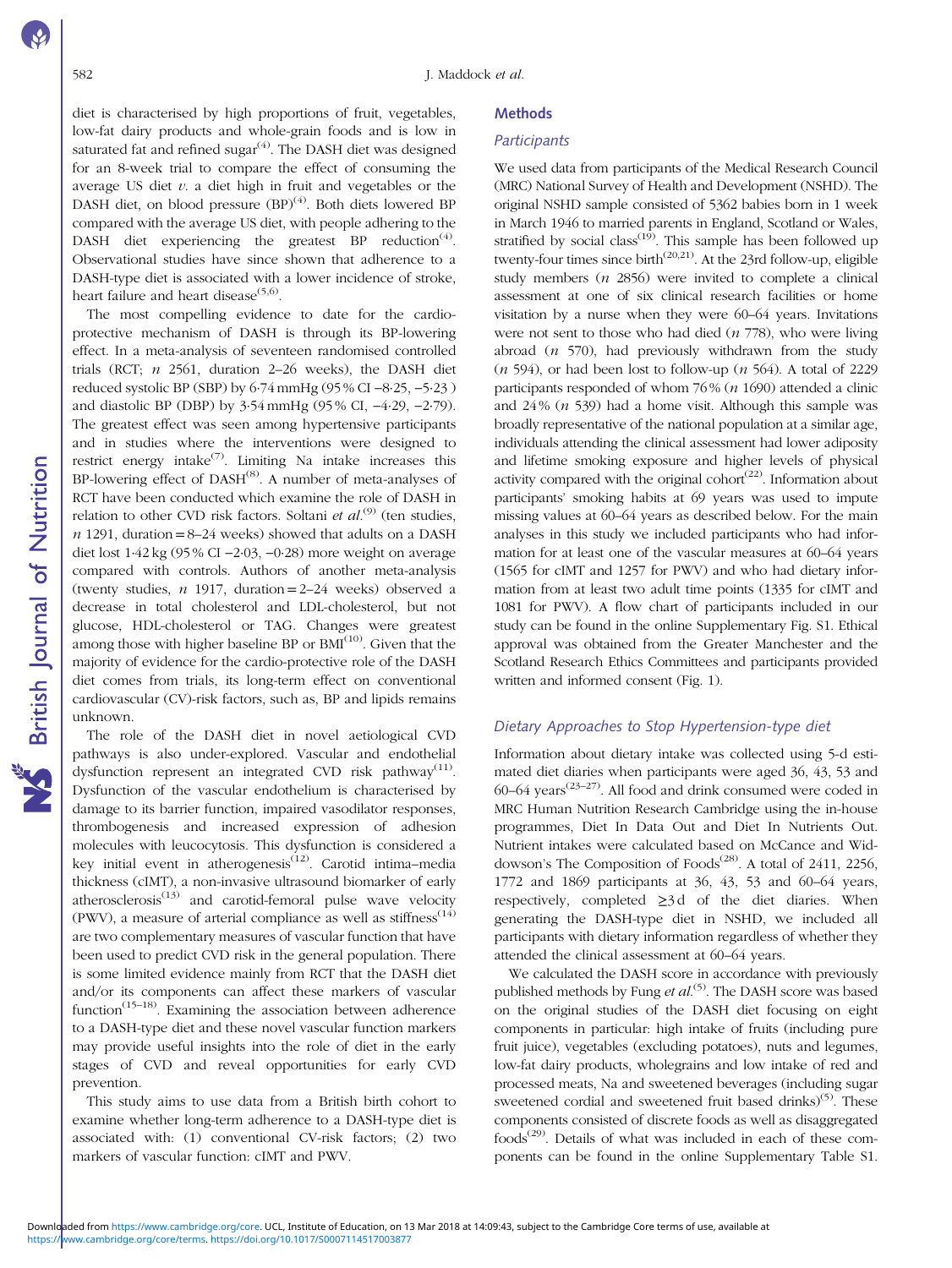diet is characterised by high proportions of fruit, vegetables, low-fat dairy products and whole-grain foods and is low in saturated fat and refined sugar[4]. The DASH diet was designed for an 8-week trial to compare the effect of consuming the average US diet *v.* a diet high in fruit and vegetables or the DASH diet, on blood pressure (BP)[4]. Both diets lowered BP compared with the average US diet, with people adhering to the DASH diet experiencing the greatest BP reduction[4]. Observational studies have since shown that adherence to a DASH-type diet is associated with a lower incidence of stroke, heart failure and heart disease[5,6].

The most compelling evidence to date for the cardio-protective mechanism of DASH is through its BP-lowering effect. In a meta-analysis of seventeen randomised controlled trials (RCT; *n* 2561, duration 2–26 weeks), the DASH diet reduced systolic BP (SBP) by 6·74 mmHg (95 % CI −8·25, −5·23 ) and diastolic BP (DBP) by 3·54 mmHg (95 % CI, −4·29, −2·79). The greatest effect was seen among hypertensive participants and in studies where the interventions were designed to restrict energy intake[7]. Limiting Na intake increases this BP-lowering effect of DASH[8]. A number of meta-analyses of RCT have been conducted which examine the role of DASH in relation to other CVD risk factors. Soltani *et al.*[9] (ten studies, *n* 1291, duration = 8–24 weeks) showed that adults on a DASH diet lost 1·42 kg (95 % CI −2·03, −0·28) more weight on average compared with controls. Authors of another meta-analysis (twenty studies, *n* 1917, duration = 2–24 weeks) observed a decrease in total cholesterol and LDL-cholesterol, but not glucose, HDL-cholesterol or TAG. Changes were greatest among those with higher baseline BP or BMI[10]. Given that the majority of evidence for the cardio-protective role of the DASH diet comes from trials, its long-term effect on conventional cardiovascular (CV)-risk factors, such as, BP and lipids remains unknown.

The role of the DASH diet in novel aetiological CVD pathways is also under-explored. Vascular and endothelial dysfunction represent an integrated CVD risk pathway[11]. Dysfunction of the vascular endothelium is characterised by damage to its barrier function, impaired vasodilator responses, thrombogenesis and increased expression of adhesion molecules with leucocytosis. This dysfunction is considered a key initial event in atherogenesis[12]. Carotid intima–media thickness (cIMT), a non-invasive ultrasound biomarker of early atherosclerosis[13] and carotid-femoral pulse wave velocity (PWV), a measure of arterial compliance as well as stiffness[14] are two complementary measures of vascular function that have been used to predict CVD risk in the general population. There is some limited evidence mainly from RCT that the DASH diet and/or its components can affect these markers of vascular function[15–18]. Examining the association between adherence to a DASH-type diet and these novel vascular function markers may provide useful insights into the role of diet in the early stages of CVD and reveal opportunities for early CVD prevention.

This study aims to use data from a British birth cohort to examine whether long-term adherence to a DASH-type diet is associated with: (1) conventional CV-risk factors; (2) two markers of vascular function: cIMT and PWV.

## Methods

### Participants

We used data from participants of the Medical Research Council (MRC) National Survey of Health and Development (NSHD). The original NSHD sample consisted of 5362 babies born in 1 week in March 1946 to married parents in England, Scotland or Wales, stratified by social class[19]. This sample has been followed up twenty-four times since birth[20,21]. At the 23rd follow-up, eligible study members (*n* 2856) were invited to complete a clinical assessment at one of six clinical research facilities or home visitation by a nurse when they were 60–64 years. Invitations were not sent to those who had died (*n* 778), who were living abroad (*n* 570), had previously withdrawn from the study (*n* 594), or had been lost to follow-up (*n* 564). A total of 2229 participants responded of whom 76 % (*n* 1690) attended a clinic and 24 % (*n* 539) had a home visit. Although this sample was broadly representative of the national population at a similar age, individuals attending the clinical assessment had lower adiposity and lifetime smoking exposure and higher levels of physical activity compared with the original cohort[22]. Information about participants' smoking habits at 69 years was used to impute missing values at 60–64 years as described below. For the main analyses in this study we included participants who had information for at least one of the vascular measures at 60–64 years (1565 for cIMT and 1257 for PWV) and who had dietary information from at least two adult time points (1335 for cIMT and 1081 for PWV). A flow chart of participants included in our study can be found in the online Supplementary Fig. S1. Ethical approval was obtained from the Greater Manchester and the Scotland Research Ethics Committees and participants provided written and informed consent (Fig. 1).

### Dietary Approaches to Stop Hypertension-type diet

Information about dietary intake was collected using 5-d estimated diet diaries when participants were aged 36, 43, 53 and 60–64 years[23–27]. All food and drink consumed were coded in MRC Human Nutrition Research Cambridge using the in-house programmes, Diet In Data Out and Diet In Nutrients Out. Nutrient intakes were calculated based on McCance and Widdowson's The Composition of Foods[28]. A total of 2411, 2256, 1772 and 1869 participants at 36, 43, 53 and 60–64 years, respectively, completed ≥3 d of the diet diaries. When generating the DASH-type diet in NSHD, we included all participants with dietary information regardless of whether they attended the clinical assessment at 60–64 years.

We calculated the DASH score in accordance with previously published methods by Fung *et al.*[5]. The DASH score was based on the original studies of the DASH diet focusing on eight components in particular: high intake of fruits (including pure fruit juice), vegetables (excluding potatoes), nuts and legumes, low-fat dairy products, wholegrains and low intake of red and processed meats, Na and sweetened beverages (including sugar sweetened cordial and sweetened fruit based drinks)[5]. These components consisted of discrete foods as well as disaggregated foods[29]. Details of what was included in each of these components can be found in the online Supplementary Table S1.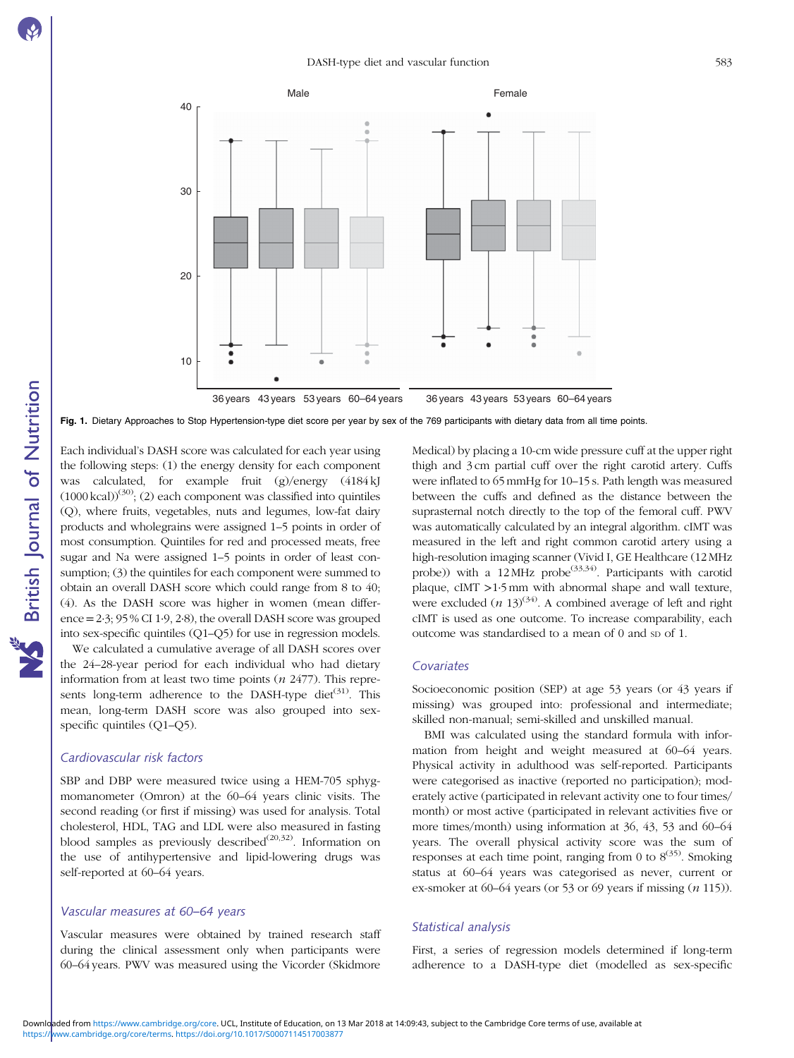Fig. 1. Dietary Approaches to Stop Hypertension-type diet score per year by sex of the 769 participants with dietary data from all time points.

Each individual's DASH score was calculated for each year using the following steps: (1) the energy density for each component was calculated, for example fruit (g)/energy (4184 kJ (1000 kcal))[30]; (2) each component was classified into quintiles (Q), where fruits, vegetables, nuts and legumes, low-fat dairy products and wholegrains were assigned 1–5 points in order of most consumption. Quintiles for red and processed meats, free sugar and Na were assigned 1–5 points in order of least consumption; (3) the quintiles for each component were summed to obtain an overall DASH score which could range from 8 to 40; (4). As the DASH score was higher in women (mean difference = 2·3; 95 % CI 1·9, 2·8), the overall DASH score was grouped into sex-specific quintiles (Q1–Q5) for use in regression models.

We calculated a cumulative average of all DASH scores over the 24–28-year period for each individual who had dietary information from at least two time points (*n* 2477). This represents long-term adherence to the DASH-type diet[31]. This mean, long-term DASH score was also grouped into sex-specific quintiles (Q1–Q5).

### *Cardiovascular risk factors*

SBP and DBP were measured twice using a HEM-705 sphygmomanometer (Omron) at the 60–64 years clinic visits. The second reading (or first if missing) was used for analysis. Total cholesterol, HDL, TAG and LDL were also measured in fasting blood samples as previously described[20,32]. Information on the use of antihypertensive and lipid-lowering drugs was self-reported at 60–64 years.

### *Vascular measures at 60–64 years*

Vascular measures were obtained by trained research staff during the clinical assessment only when participants were 60–64 years. PWV was measured using the Vicorder (Skidmore Medical) by placing a 10-cm wide pressure cuff at the upper right thigh and 3 cm partial cuff over the right carotid artery. Cuffs were inflated to 65 mmHg for 10–15 s. Path length was measured between the cuffs and defined as the distance between the suprasternal notch directly to the top of the femoral cuff. PWV was automatically calculated by an integral algorithm. cIMT was measured in the left and right common carotid artery using a high-resolution imaging scanner (Vivid I, GE Healthcare (12 MHz probe)) with a 12 MHz probe[33,34]. Participants with carotid plaque, cIMT >1·5 mm with abnormal shape and wall texture, were excluded (*n* 13)[34]. A combined average of left and right cIMT is used as one outcome. To increase comparability, each outcome was standardised to a mean of 0 and SD of 1.

### *Covariates*

Socioeconomic position (SEP) at age 53 years (or 43 years if missing) was grouped into: professional and intermediate; skilled non-manual; semi-skilled and unskilled manual.

BMI was calculated using the standard formula with information from height and weight measured at 60–64 years. Physical activity in adulthood was self-reported. Participants were categorised as inactive (reported no participation); moderately active (participated in relevant activity one to four times/month) or most active (participated in relevant activities five or more times/month) using information at 36, 43, 53 and 60–64 years. The overall physical activity score was the sum of responses at each time point, ranging from 0 to 8[35]. Smoking status at 60–64 years was categorised as never, current or ex-smoker at 60–64 years (or 53 or 69 years if missing (*n* 115)).

### *Statistical analysis*

First, a series of regression models determined if long-term adherence to a DASH-type diet (modelled as sex-specific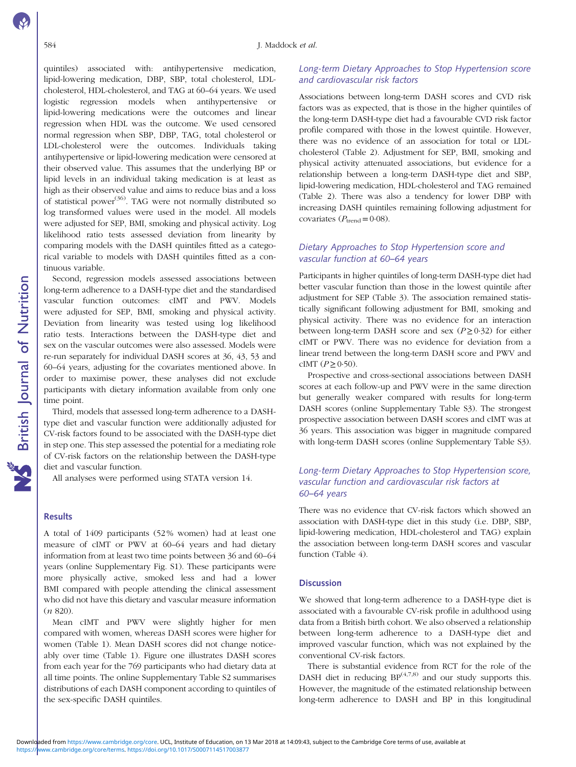quintiles) associated with: antihypertensive medication, lipid-lowering medication, DBP, SBP, total cholesterol, LDL-cholesterol, HDL-cholesterol, and TAG at 60–64 years. We used logistic regression models when antihypertensive or lipid-lowering medications were the outcomes and linear regression when HDL was the outcome. We used censored normal regression when SBP, DBP, TAG, total cholesterol or LDL-cholesterol were the outcomes. Individuals taking antihypertensive or lipid-lowering medication were censored at their observed value. This assumes that the underlying BP or lipid levels in an individual taking medication is at least as high as their observed value and aims to reduce bias and a loss of statistical power[36]. TAG were not normally distributed so log transformed values were used in the model. All models were adjusted for SEP, BMI, smoking and physical activity. Log likelihood ratio tests assessed deviation from linearity by comparing models with the DASH quintiles fitted as a categorical variable to models with DASH quintiles fitted as a continuous variable.

Second, regression models assessed associations between long-term adherence to a DASH-type diet and the standardised vascular function outcomes: cIMT and PWV. Models were adjusted for SEP, BMI, smoking and physical activity. Deviation from linearity was tested using log likelihood ratio tests. Interactions between the DASH-type diet and sex on the vascular outcomes were also assessed. Models were re-run separately for individual DASH scores at 36, 43, 53 and 60–64 years, adjusting for the covariates mentioned above. In order to maximise power, these analyses did not exclude participants with dietary information available from only one time point.

Third, models that assessed long-term adherence to a DASH-type diet and vascular function were additionally adjusted for CV-risk factors found to be associated with the DASH-type diet in step one. This step assessed the potential for a mediating role of CV-risk factors on the relationship between the DASH-type diet and vascular function.

All analyses were performed using STATA version 14.

## Results

A total of 1409 participants (52 % women) had at least one measure of cIMT or PWV at 60–64 years and had dietary information from at least two time points between 36 and 60–64 years (online Supplementary Fig. S1). These participants were more physically active, smoked less and had a lower BMI compared with people attending the clinical assessment who did not have this dietary and vascular measure information (*n* 820).

Mean cIMT and PWV were slightly higher for men compared with women, whereas DASH scores were higher for women (Table 1). Mean DASH scores did not change noticeably over time (Table 1). Figure one illustrates DASH scores from each year for the 769 participants who had dietary data at all time points. The online Supplementary Table S2 summarises distributions of each DASH component according to quintiles of the sex-specific DASH quintiles.

### Long-term Dietary Approaches to Stop Hypertension score and cardiovascular risk factors

Associations between long-term DASH scores and CVD risk factors was as expected, that is those in the higher quintiles of the long-term DASH-type diet had a favourable CVD risk factor profile compared with those in the lowest quintile. However, there was no evidence of an association for total or LDL-cholesterol (Table 2). Adjustment for SEP, BMI, smoking and physical activity attenuated associations, but evidence for a relationship between a long-term DASH-type diet and SBP, lipid-lowering medication, HDL-cholesterol and TAG remained (Table 2). There was also a tendency for lower DBP with increasing DASH quintiles remaining following adjustment for covariates ($P_{trend} = 0{\cdot}08$).

### Dietary Approaches to Stop Hypertension score and vascular function at 60–64 years

Participants in higher quintiles of long-term DASH-type diet had better vascular function than those in the lowest quintile after adjustment for SEP (Table 3). The association remained statistically significant following adjustment for BMI, smoking and physical activity. There was no evidence for an interaction between long-term DASH score and sex ($P \geq 0{\cdot}32$) for either cIMT or PWV. There was no evidence for deviation from a linear trend between the long-term DASH score and PWV and cIMT ($P \geq 0{\cdot}50$).

Prospective and cross-sectional associations between DASH scores at each follow-up and PWV were in the same direction but generally weaker compared with results for long-term DASH scores (online Supplementary Table S3). The strongest prospective association between DASH scores and cIMT was at 36 years. This association was bigger in magnitude compared with long-term DASH scores (online Supplementary Table S3).

### Long-term Dietary Approaches to Stop Hypertension score, vascular function and cardiovascular risk factors at 60–64 years

There was no evidence that CV-risk factors which showed an association with DASH-type diet in this study (i.e. DBP, SBP, lipid-lowering medication, HDL-cholesterol and TAG) explain the association between long-term DASH scores and vascular function (Table 4).

## Discussion

We showed that long-term adherence to a DASH-type diet is associated with a favourable CV-risk profile in adulthood using data from a British birth cohort. We also observed a relationship between long-term adherence to a DASH-type diet and improved vascular function, which was not explained by the conventional CV-risk factors.

There is substantial evidence from RCT for the role of the DASH diet in reducing BP[4,7,8] and our study supports this. However, the magnitude of the estimated relationship between long-term adherence to DASH and BP in this longitudinal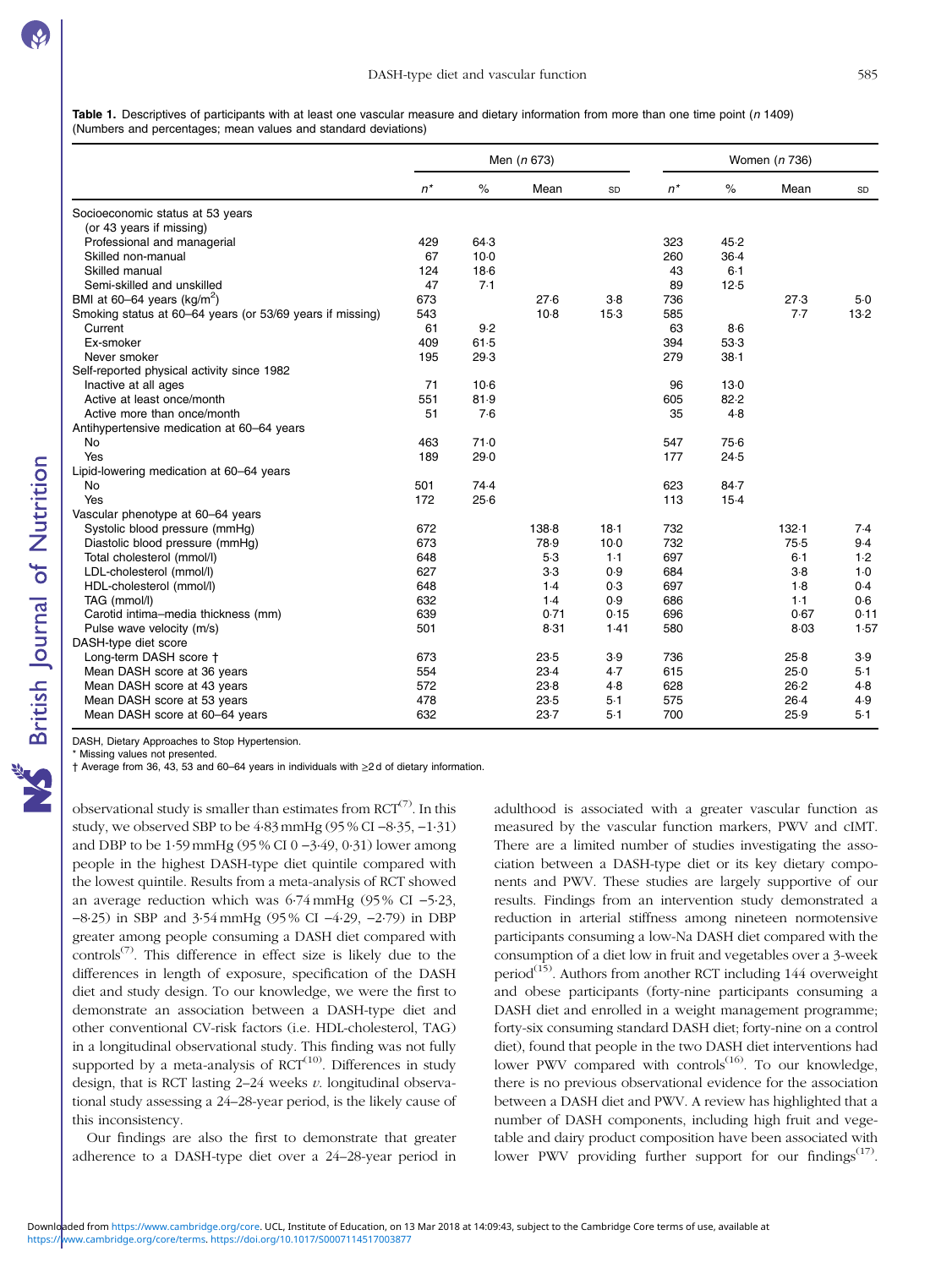**Table 1.** Descriptives of participants with at least one vascular measure and dietary information from more than one time point (*n* 1409)
(Numbers and percentages; mean values and standard deviations)

| | Men (*n* 673) | | | | Women (*n* 736) | | | |
|---|---|---|---|---|---|---|---|---|
| | *n** | % | Mean | SD | *n** | % | Mean | SD |
| Socioeconomic status at 53 years (or 43 years if missing) | | | | | | | | |
| Professional and managerial | 429 | 64·3 | | | 323 | 45·2 | | |
| Skilled non-manual | 67 | 10·0 | | | 260 | 36·4 | | |
| Skilled manual | 124 | 18·6 | | | 43 | 6·1 | | |
| Semi-skilled and unskilled | 47 | 7·1 | | | 89 | 12·5 | | |
| BMI at 60–64 years (kg/m$^2$) | 673 | | 27·6 | 3·8 | 736 | | 27·3 | 5·0 |
| Smoking status at 60–64 years (or 53/69 years if missing) | 543 | | 10·8 | 15·3 | 585 | | 7·7 | 13·2 |
| Current | 61 | 9·2 | | | 63 | 8·6 | | |
| Ex-smoker | 409 | 61·5 | | | 394 | 53·3 | | |
| Never smoker | 195 | 29·3 | | | 279 | 38·1 | | |
| Self-reported physical activity since 1982 | | | | | | | | |
| Inactive at all ages | 71 | 10·6 | | | 96 | 13·0 | | |
| Active at least once/month | 551 | 81·9 | | | 605 | 82·2 | | |
| Active more than once/month | 51 | 7·6 | | | 35 | 4·8 | | |
| Antihypertensive medication at 60–64 years | | | | | | | | |
| No | 463 | 71·0 | | | 547 | 75·6 | | |
| Yes | 189 | 29·0 | | | 177 | 24·5 | | |
| Lipid-lowering medication at 60–64 years | | | | | | | | |
| No | 501 | 74·4 | | | 623 | 84·7 | | |
| Yes | 172 | 25·6 | | | 113 | 15·4 | | |
| Vascular phenotype at 60–64 years | | | | | | | | |
| Systolic blood pressure (mmHg) | 672 | | 138·8 | 18·1 | 732 | | 132·1 | 7·4 |
| Diastolic blood pressure (mmHg) | 673 | | 78·9 | 10·0 | 732 | | 75·5 | 9·4 |
| Total cholesterol (mmol/l) | 648 | | 5·3 | 1·1 | 697 | | 6·1 | 1·2 |
| LDL-cholesterol (mmol/l) | 627 | | 3·3 | 0·9 | 684 | | 3·8 | 1·0 |
| HDL-cholesterol (mmol/l) | 648 | | 1·4 | 0·3 | 697 | | 1·8 | 0·4 |
| TAG (mmol/l) | 632 | | 1·4 | 0·9 | 686 | | 1·1 | 0·6 |
| Carotid intima–media thickness (mm) | 639 | | 0·71 | 0·15 | 696 | | 0·67 | 0·11 |
| Pulse wave velocity (m/s) | 501 | | 8·31 | 1·41 | 580 | | 8·03 | 1·57 |
| DASH-type diet score | | | | | | | | |
| Long-term DASH score † | 673 | | 23·5 | 3·9 | 736 | | 25·8 | 3·9 |
| Mean DASH score at 36 years | 554 | | 23·4 | 4·7 | 615 | | 25·0 | 5·1 |
| Mean DASH score at 43 years | 572 | | 23·8 | 4·8 | 628 | | 26·2 | 4·8 |
| Mean DASH score at 53 years | 478 | | 23·5 | 5·1 | 575 | | 26·4 | 4·9 |
| Mean DASH score at 60–64 years | 632 | | 23·7 | 5·1 | 700 | | 25·9 | 5·1 |

DASH, Dietary Approaches to Stop Hypertension.
\* Missing values not presented.
† Average from 36, 43, 53 and 60–64 years in individuals with ≥2 d of dietary information.

observational study is smaller than estimates from RCT[7]. In this study, we observed SBP to be 4·83 mmHg (95 % CI −8·35, −1·31) and DBP to be 1·59 mmHg (95 % CI 0 −3·49, 0·31) lower among people in the highest DASH-type diet quintile compared with the lowest quintile. Results from a meta-analysis of RCT showed an average reduction which was 6·74 mmHg (95 % CI −5·23, −8·25) in SBP and 3·54 mmHg (95 % CI −4·29, −2·79) in DBP greater among people consuming a DASH diet compared with controls[7]. This difference in effect size is likely due to the differences in length of exposure, specification of the DASH diet and study design. To our knowledge, we were the first to demonstrate an association between a DASH-type diet and other conventional CV-risk factors (i.e. HDL-cholesterol, TAG) in a longitudinal observational study. This finding was not fully supported by a meta-analysis of RCT[10]. Differences in study design, that is RCT lasting 2–24 weeks *v.* longitudinal observational study assessing a 24–28-year period, is the likely cause of this inconsistency.

Our findings are also the first to demonstrate that greater adherence to a DASH-type diet over a 24–28-year period in adulthood is associated with a greater vascular function as measured by the vascular function markers, PWV and cIMT. There are a limited number of studies investigating the association between a DASH-type diet or its key dietary components and PWV. These studies are largely supportive of our results. Findings from an intervention study demonstrated a reduction in arterial stiffness among nineteen normotensive participants consuming a low-Na DASH diet compared with the consumption of a diet low in fruit and vegetables over a 3-week period[15]. Authors from another RCT including 144 overweight and obese participants (forty-nine participants consuming a DASH diet and enrolled in a weight management programme; forty-six consuming standard DASH diet; forty-nine on a control diet), found that people in the two DASH diet interventions had lower PWV compared with controls[16]. To our knowledge, there is no previous observational evidence for the association between a DASH diet and PWV. A review has highlighted that a number of DASH components, including high fruit and vegetable and dairy product composition have been associated with lower PWV providing further support for our findings[17].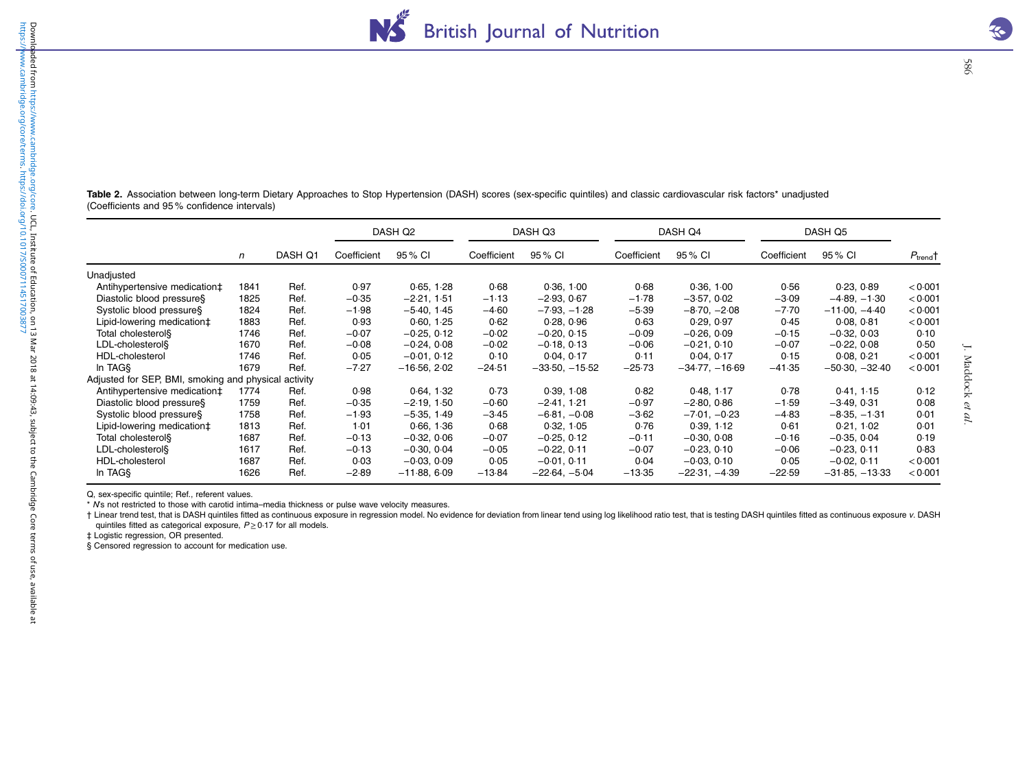**Table 2.** Association between long-term Dietary Approaches to Stop Hypertension (DASH) scores (sex-specific quintiles) and classic cardiovascular risk factors* unadjusted (Coefficients and 95 % confidence intervals)

| | *n* | DASH Q1 | DASH Q2 | | DASH Q3 | | DASH Q4 | | DASH Q5 | | $P_{trend}$† |
|---|---|---|---|---|---|---|---|---|---|---|---|
| | | | Coefficient | 95 % CI | Coefficient | 95 % CI | Coefficient | 95 % CI | Coefficient | 95 % CI | |
| Unadjusted | | | | | | | | | | | |
| Antihypertensive medication‡ | 1841 | Ref. | 0·97 | 0·65, 1·28 | 0·68 | 0·36, 1·00 | 0·68 | 0·36, 1·00 | 0·56 | 0·23, 0·89 | < 0·001 |
| Diastolic blood pressure§ | 1825 | Ref. | −0·35 | −2·21, 1·51 | −1·13 | −2·93, 0·67 | −1·78 | −3·57, 0·02 | −3·09 | −4·89, −1·30 | < 0·001 |
| Systolic blood pressure§ | 1824 | Ref. | −1·98 | −5·40, 1·45 | −4·60 | −7·93, −1·28 | −5·39 | −8·70, −2·08 | −7·70 | −11·00, −4·40 | < 0·001 |
| Lipid-lowering medication‡ | 1883 | Ref. | 0·93 | 0·60, 1·25 | 0·62 | 0·28, 0·96 | 0·63 | 0·29, 0·97 | 0·45 | 0·08, 0·81 | < 0·001 |
| Total cholesterol§ | 1746 | Ref. | −0·07 | −0·25, 0·12 | −0·02 | −0·20, 0·15 | −0·09 | −0·26, 0·09 | −0·15 | −0·32, 0·03 | 0·10 |
| LDL-cholesterol§ | 1670 | Ref. | −0·08 | −0·24, 0·08 | −0·02 | −0·18, 0·13 | −0·06 | −0·21, 0·10 | −0·07 | −0·22, 0·08 | 0·50 |
| HDL-cholesterol | 1746 | Ref. | 0·05 | −0·01, 0·12 | 0·10 | 0·04, 0·17 | 0·11 | 0·04, 0·17 | 0·15 | 0·08, 0·21 | < 0·001 |
| ln TAG§ | 1679 | Ref. | −7·27 | −16·56, 2·02 | −24·51 | −33·50, −15·52 | −25·73 | −34·77, −16·69 | −41·35 | −50·30, −32·40 | < 0·001 |
| Adjusted for SEP, BMI, smoking and physical activity | | | | | | | | | | | |
| Antihypertensive medication‡ | 1774 | Ref. | 0·98 | 0·64, 1·32 | 0·73 | 0·39, 1·08 | 0·82 | 0·48, 1·17 | 0·78 | 0·41, 1·15 | 0·12 |
| Diastolic blood pressure§ | 1759 | Ref. | −0·35 | −2·19, 1·50 | −0·60 | −2·41, 1·21 | −0·97 | −2·80, 0·86 | −1·59 | −3·49, 0·31 | 0·08 |
| Systolic blood pressure§ | 1758 | Ref. | −1·93 | −5·35, 1·49 | −3·45 | −6·81, −0·08 | −3·62 | −7·01, −0·23 | −4·83 | −8·35, −1·31 | 0·01 |
| Lipid-lowering medication‡ | 1813 | Ref. | 1·01 | 0·66, 1·36 | 0·68 | 0·32, 1·05 | 0·76 | 0·39, 1·12 | 0·61 | 0·21, 1·02 | 0·01 |
| Total cholesterol§ | 1687 | Ref. | −0·13 | −0·32, 0·06 | −0·07 | −0·25, 0·12 | −0·11 | −0·30, 0·08 | −0·16 | −0·35, 0·04 | 0·19 |
| LDL-cholesterol§ | 1617 | Ref. | −0·13 | −0·30, 0·04 | −0·05 | −0·22, 0·11 | −0·07 | −0·23, 0·10 | −0·06 | −0·23, 0·11 | 0·83 |
| HDL-cholesterol | 1687 | Ref. | 0·03 | −0·03, 0·09 | 0·05 | −0·01, 0·11 | 0·04 | −0·03, 0·10 | 0·05 | −0·02, 0·11 | < 0·001 |
| ln TAG§ | 1626 | Ref. | −2·89 | −11·88, 6·09 | −13·84 | −22·64, −5·04 | −13·35 | −22·31, −4·39 | −22·59 | −31·85, −13·33 | < 0·001 |

Q, sex-specific quintile; Ref., referent values.

\* *N*s not restricted to those with carotid intima–media thickness or pulse wave velocity measures.

† Linear trend test, that is DASH quintiles fitted as continuous exposure in regression model. No evidence for deviation from linear tend using log likelihood ratio test, that is testing DASH quintiles fitted as continuous exposure *v.* DASH quintiles fitted as categorical exposure, $P \geq 0·17$ for all models.

‡ Logistic regression, OR presented.

§ Censored regression to account for medication use.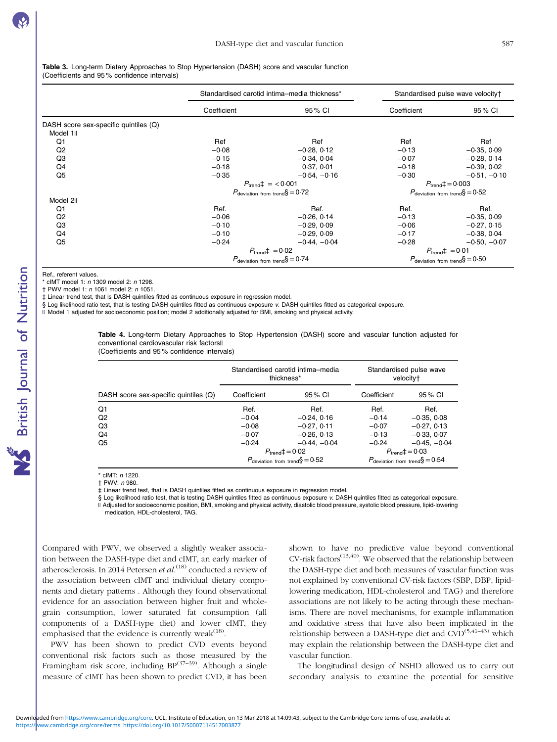**Table 3.** Long-term Dietary Approaches to Stop Hypertension (DASH) score and vascular function (Coefficients and 95 % confidence intervals)

| | Standardised carotid intima–media thickness* | | Standardised pulse wave velocity† | |
|---|---|---|---|---|
| | Coefficient | 95 % CI | Coefficient | 95 % CI |
| DASH score sex-specific quintiles (Q) | | | | |
| Model 1‖ | | | | |
| Q1 | Ref | Ref | Ref | Ref |
| Q2 | −0·08 | −0·28, 0·12 | −0·13 | −0·35, 0·09 |
| Q3 | −0·15 | −0·34, 0·04 | −0·07 | −0·28, 0·14 |
| Q4 | −0·18 | 0·37, 0·01 | −0·18 | −0·39, 0·02 |
| Q5 | −0·35 | −0·54, −0·16 | −0·30 | −0·51, −0·10 |
| | $P_{trend}$‡ = <0·001 | | $P_{trend}$‡ = 0·003 | |
| | $P_{deviation\ from\ trend}$§ = 0·72 | | $P_{deviation\ from\ trend}$§ = 0·52 | |
| Model 2‖ | | | | |
| Q1 | Ref. | Ref. | Ref. | Ref. |
| Q2 | −0·06 | −0·26, 0·14 | −0·13 | −0·35, 0·09 |
| Q3 | −0·10 | −0·29, 0·09 | −0·06 | −0·27, 0·15 |
| Q4 | −0·10 | −0·29, 0·09 | −0·17 | −0·38, 0·04 |
| Q5 | −0·24 | −0·44, −0·04 | −0·28 | −0·50, −0·07 |
| | $P_{trend}$‡ = 0·02 | | $P_{trend}$‡ = 0·01 | |
| | $P_{deviation\ from\ trend}$§ = 0·74 | | $P_{deviation\ from\ trend}$§ = 0·50 | |

Ref., referent values.
\* cIMT model 1: *n* 1309 model 2: *n* 1298.
† PWV model 1: *n* 1061 model 2: *n* 1051.
‡ Linear trend test, that is DASH quintiles fitted as continuous exposure in regression model.
§ Log likelihood ratio test, that is testing DASH quintiles fitted as continuous exposure *v*. DASH quintiles fitted as categorical exposure.
‖ Model 1 adjusted for socioeconomic position; model 2 additionally adjusted for BMI, smoking and physical activity.

**Table 4.** Long-term Dietary Approaches to Stop Hypertension (DASH) score and vascular function adjusted for conventional cardiovascular risk factors‖ (Coefficients and 95 % confidence intervals)

| | Standardised carotid intima–media thickness* | | Standardised pulse wave velocity† | |
|---|---|---|---|---|
| DASH score sex-specific quintiles (Q) | Coefficient | 95 % CI | Coefficient | 95 % CI |
| Q1 | Ref. | Ref. | Ref. | Ref. |
| Q2 | −0·04 | −0·24, 0·16 | −0·14 | −0·35, 0·08 |
| Q3 | −0·08 | −0·27, 0·11 | −0·07 | −0·27, 0·13 |
| Q4 | −0·07 | −0·26, 0·13 | −0·13 | −0·33, 0·07 |
| Q5 | −0·24 | −0·44, −0·04 | −0·24 | −0·45, −0·04 |
| | $P_{trend}$‡ = 0·02 | | $P_{trend}$‡ = 0·03 | |
| | $P_{deviation\ from\ trend}$§ = 0·52 | | $P_{deviation\ from\ trend}$§ = 0·54 | |

\* cIMT: *n* 1220.
† PWV: *n* 980.
‡ Linear trend test, that is DASH quintiles fitted as continuous exposure in regression model.
§ Log likelihood ratio test, that is testing DASH quintiles fitted as continuous exposure *v*. DASH quintiles fitted as categorical exposure.
‖ Adjusted for socioeconomic position, BMI, smoking and physical activity, diastolic blood pressure, systolic blood pressure, lipid-lowering medication, HDL-cholesterol, TAG.

Compared with PWV, we observed a slightly weaker association between the DASH-type diet and cIMT, an early marker of atherosclerosis. In 2014 Petersen *et al.*[18] conducted a review of the association between cIMT and individual dietary components and dietary patterns . Although they found observational evidence for an association between higher fruit and wholegrain consumption, lower saturated fat consumption (all components of a DASH-type diet) and lower cIMT, they emphasised that the evidence is currently weak[18].

PWV has been shown to predict CVD events beyond conventional risk factors such as those measured by the Framingham risk score, including BP[37–39]. Although a single measure of cIMT has been shown to predict CVD, it has been shown to have no predictive value beyond conventional CV-risk factors[13,40]. We observed that the relationship between the DASH-type diet and both measures of vascular function was not explained by conventional CV-risk factors (SBP, DBP, lipid-lowering medication, HDL-cholesterol and TAG) and therefore associations are not likely to be acting through these mechanisms. There are novel mechanisms, for example inflammation and oxidative stress that have also been implicated in the relationship between a DASH-type diet and CVD[5,41–43] which may explain the relationship between the DASH-type diet and vascular function.

The longitudinal design of NSHD allowed us to carry out secondary analysis to examine the potential for sensitive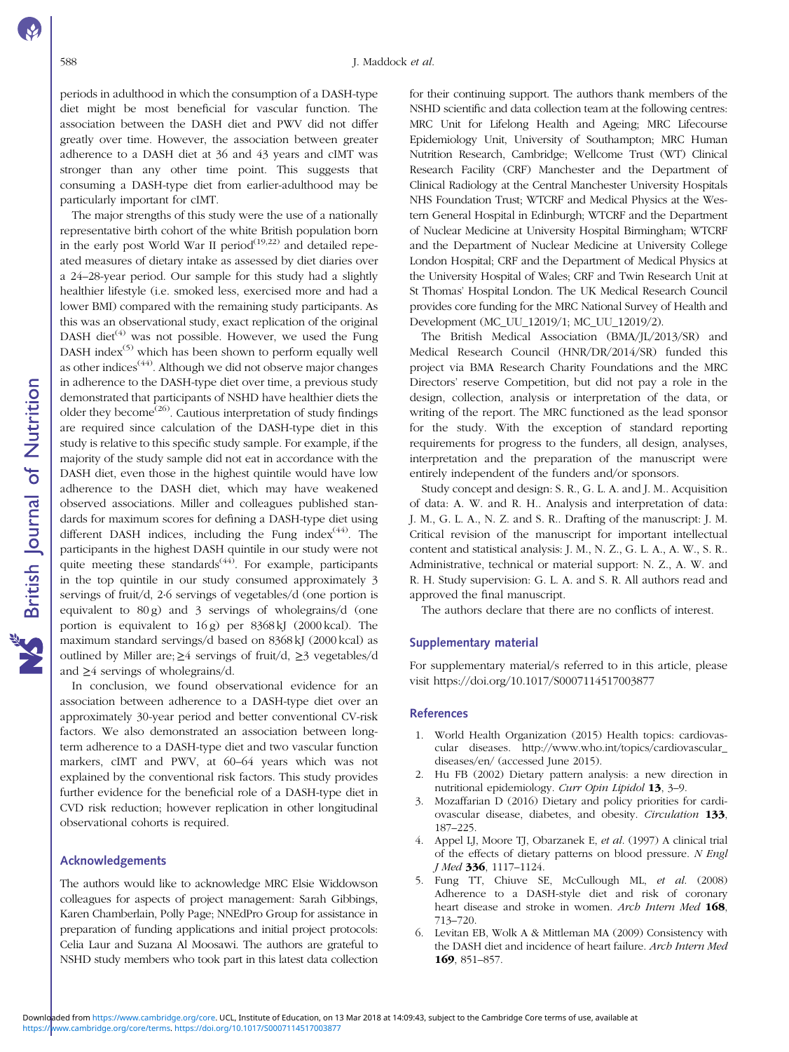periods in adulthood in which the consumption of a DASH-type diet might be most beneficial for vascular function. The association between the DASH diet and PWV did not differ greatly over time. However, the association between greater adherence to a DASH diet at 36 and 43 years and cIMT was stronger than any other time point. This suggests that consuming a DASH-type diet from earlier-adulthood may be particularly important for cIMT.

The major strengths of this study were the use of a nationally representative birth cohort of the white British population born in the early post World War II period[19,22] and detailed repeated measures of dietary intake as assessed by diet diaries over a 24–28-year period. Our sample for this study had a slightly healthier lifestyle (i.e. smoked less, exercised more and had a lower BMI) compared with the remaining study participants. As this was an observational study, exact replication of the original DASH diet[4] was not possible. However, we used the Fung DASH index[5] which has been shown to perform equally well as other indices[44]. Although we did not observe major changes in adherence to the DASH-type diet over time, a previous study demonstrated that participants of NSHD have healthier diets the older they become[26]. Cautious interpretation of study findings are required since calculation of the DASH-type diet in this study is relative to this specific study sample. For example, if the majority of the study sample did not eat in accordance with the DASH diet, even those in the highest quintile would have low adherence to the DASH diet, which may have weakened observed associations. Miller and colleagues published standards for maximum scores for defining a DASH-type diet using different DASH indices, including the Fung index[44]. The participants in the highest DASH quintile in our study were not quite meeting these standards[44]. For example, participants in the top quintile in our study consumed approximately 3 servings of fruit/d, 2·6 servings of vegetables/d (one portion is equivalent to 80 g) and 3 servings of wholegrains/d (one portion is equivalent to 16 g) per 8368 kJ (2000 kcal). The maximum standard servings/d based on 8368 kJ (2000 kcal) as outlined by Miller are; ≥4 servings of fruit/d, ≥3 vegetables/d and ≥4 servings of wholegrains/d.

In conclusion, we found observational evidence for an association between adherence to a DASH-type diet over an approximately 30-year period and better conventional CV-risk factors. We also demonstrated an association between long-term adherence to a DASH-type diet and two vascular function markers, cIMT and PWV, at 60–64 years which was not explained by the conventional risk factors. This study provides further evidence for the beneficial role of a DASH-type diet in CVD risk reduction; however replication in other longitudinal observational cohorts is required.

## Acknowledgements

The authors would like to acknowledge MRC Elsie Widdowson colleagues for aspects of project management: Sarah Gibbings, Karen Chamberlain, Polly Page; NNEdPro Group for assistance in preparation of funding applications and initial project protocols: Celia Laur and Suzana Al Moosawi. The authors are grateful to NSHD study members who took part in this latest data collection for their continuing support. The authors thank members of the NSHD scientific and data collection team at the following centres: MRC Unit for Lifelong Health and Ageing; MRC Lifecourse Epidemiology Unit, University of Southampton; MRC Human Nutrition Research, Cambridge; Wellcome Trust (WT) Clinical Research Facility (CRF) Manchester and the Department of Clinical Radiology at the Central Manchester University Hospitals NHS Foundation Trust; WTCRF and Medical Physics at the Western General Hospital in Edinburgh; WTCRF and the Department of Nuclear Medicine at University Hospital Birmingham; WTCRF and the Department of Nuclear Medicine at University College London Hospital; CRF and the Department of Medical Physics at the University Hospital of Wales; CRF and Twin Research Unit at St Thomas' Hospital London. The UK Medical Research Council provides core funding for the MRC National Survey of Health and Development (MC_UU_12019/1; MC_UU_12019/2).

The British Medical Association (BMA/JL/2013/SR) and Medical Research Council (HNR/DR/2014/SR) funded this project via BMA Research Charity Foundations and the MRC Directors' reserve Competition, but did not pay a role in the design, collection, analysis or interpretation of the data, or writing of the report. The MRC functioned as the lead sponsor for the study. With the exception of standard reporting requirements for progress to the funders, all design, analyses, interpretation and the preparation of the manuscript were entirely independent of the funders and/or sponsors.

Study concept and design: S. R., G. L. A. and J. M.. Acquisition of data: A. W. and R. H.. Analysis and interpretation of data: J. M., G. L. A., N. Z. and S. R.. Drafting of the manuscript: J. M. Critical revision of the manuscript for important intellectual content and statistical analysis: J. M., N. Z., G. L. A., A. W., S. R.. Administrative, technical or material support: N. Z., A. W. and R. H. Study supervision: G. L. A. and S. R. All authors read and approved the final manuscript.

The authors declare that there are no conflicts of interest.

## Supplementary material

For supplementary material/s referred to in this article, please visit https://doi.org/10.1017/S0007114517003877

## References

1. World Health Organization (2015) Health topics: cardiovascular diseases. http://www.who.int/topics/cardiovascular_diseases/en/ (accessed June 2015).
2. Hu FB (2002) Dietary pattern analysis: a new direction in nutritional epidemiology. *Curr Opin Lipidol* **13**, 3–9.
3. Mozaffarian D (2016) Dietary and policy priorities for cardiovascular disease, diabetes, and obesity. *Circulation* **133**, 187–225.
4. Appel LJ, Moore TJ, Obarzanek E, *et al.* (1997) A clinical trial of the effects of dietary patterns on blood pressure. *N Engl J Med* **336**, 1117–1124.
5. Fung TT, Chiuve SE, McCullough ML, *et al.* (2008) Adherence to a DASH-style diet and risk of coronary heart disease and stroke in women. *Arch Intern Med* **168**, 713–720.
6. Levitan EB, Wolk A & Mittleman MA (2009) Consistency with the DASH diet and incidence of heart failure. *Arch Intern Med* **169**, 851–857.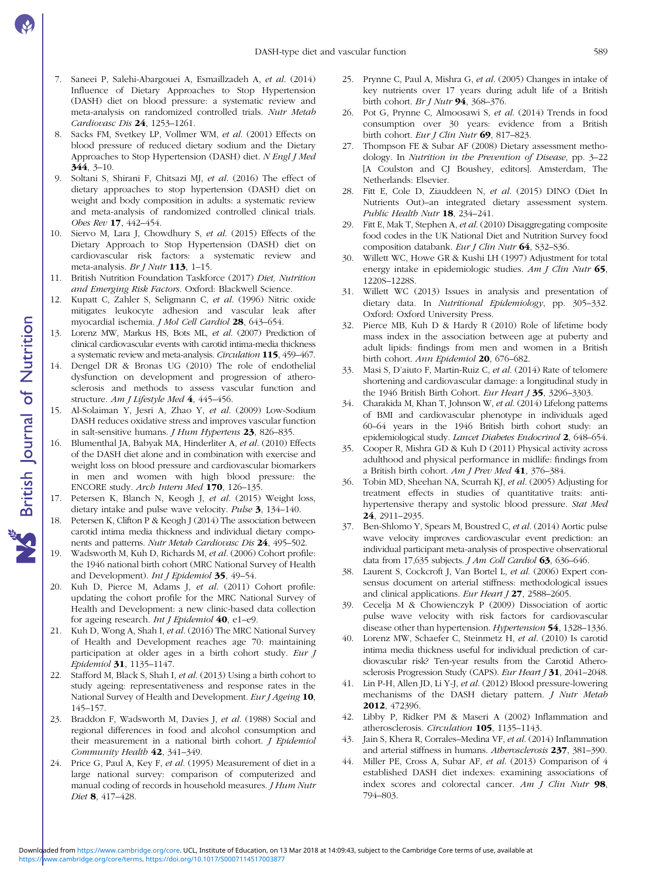7. Saneei P, Salehi-Abargouei A, Esmaillzadeh A, *et al.* (2014) Influence of Dietary Approaches to Stop Hypertension (DASH) diet on blood pressure: a systematic review and meta-analysis on randomized controlled trials. *Nutr Metab Cardiovasc Dis* **24**, 1253–1261.
8. Sacks FM, Svetkey LP, Vollmer WM, *et al.* (2001) Effects on blood pressure of reduced dietary sodium and the Dietary Approaches to Stop Hypertension (DASH) diet. *N Engl J Med* **344**, 3–10.
9. Soltani S, Shirani F, Chitsazi MJ, *et al.* (2016) The effect of dietary approaches to stop hypertension (DASH) diet on weight and body composition in adults: a systematic review and meta-analysis of randomized controlled clinical trials. *Obes Rev* **17**, 442–454.
10. Siervo M, Lara J, Chowdhury S, *et al.* (2015) Effects of the Dietary Approach to Stop Hypertension (DASH) diet on cardiovascular risk factors: a systematic review and meta-analysis. *Br J Nutr* **113**, 1–15.
11. British Nutrition Foundation Taskforce (2017) *Diet, Nutrition and Emerging Risk Factors*. Oxford: Blackwell Science.
12. Kupatt C, Zahler S, Seligmann C, *et al.* (1996) Nitric oxide mitigates leukocyte adhesion and vascular leak after myocardial ischemia. *J Mol Cell Cardiol* **28**, 643–654.
13. Lorenz MW, Markus HS, Bots ML, *et al.* (2007) Prediction of clinical cardiovascular events with carotid intima-media thickness a systematic review and meta-analysis. *Circulation* **115**, 459–467.
14. Dengel DR & Bronas UG (2010) The role of endothelial dysfunction on development and progression of atherosclerosis and methods to assess vascular function and structure. *Am J Lifestyle Med* **4**, 445–456.
15. Al-Solaiman Y, Jesri A, Zhao Y, *et al.* (2009) Low-Sodium DASH reduces oxidative stress and improves vascular function in salt-sensitive humans. *J Hum Hypertens* **23**, 826–835.
16. Blumenthal JA, Babyak MA, Hinderliter A, *et al.* (2010) Effects of the DASH diet alone and in combination with exercise and weight loss on blood pressure and cardiovascular biomarkers in men and women with high blood pressure: the ENCORE study. *Arch Intern Med* **170**, 126–135.
17. Petersen K, Blanch N, Keogh J, *et al.* (2015) Weight loss, dietary intake and pulse wave velocity. *Pulse* **3**, 134–140.
18. Petersen K, Clifton P & Keogh J (2014) The association between carotid intima media thickness and individual dietary components and patterns. *Nutr Metab Cardiovasc Dis* **24**, 495–502.
19. Wadsworth M, Kuh D, Richards M, *et al.* (2006) Cohort profile: the 1946 national birth cohort (MRC National Survey of Health and Development). *Int J Epidemiol* **35**, 49–54.
20. Kuh D, Pierce M, Adams J, *et al.* (2011) Cohort profile: updating the cohort profile for the MRC National Survey of Health and Development: a new clinic-based data collection for ageing research. *Int J Epidemiol* **40**, e1–e9.
21. Kuh D, Wong A, Shah I, *et al.* (2016) The MRC National Survey of Health and Development reaches age 70: maintaining participation at older ages in a birth cohort study. *Eur J Epidemiol* **31**, 1135–1147.
22. Stafford M, Black S, Shah I, *et al.* (2013) Using a birth cohort to study ageing: representativeness and response rates in the National Survey of Health and Development. *Eur J Ageing* **10**, 145–157.
23. Braddon F, Wadsworth M, Davies J, *et al.* (1988) Social and regional differences in food and alcohol consumption and their measurement in a national birth cohort. *J Epidemiol Community Health* **42**, 341–349.
24. Price G, Paul A, Key F, *et al.* (1995) Measurement of diet in a large national survey: comparison of computerized and manual coding of records in household measures. *J Hum Nutr Diet* **8**, 417–428.
25. Prynne C, Paul A, Mishra G, *et al.* (2005) Changes in intake of key nutrients over 17 years during adult life of a British birth cohort. *Br J Nutr* **94**, 368–376.
26. Pot G, Prynne C, Almoosawi S, *et al.* (2014) Trends in food consumption over 30 years: evidence from a British birth cohort. *Eur J Clin Nutr* **69**, 817–823.
27. Thompson FE & Subar AF (2008) Dietary assessment methodology. In *Nutrition in the Prevention of Disease*, pp. 3–22 [A Coulston and CJ Boushey, editors]. Amsterdam, The Netherlands: Elsevier.
28. Fitt E, Cole D, Ziauddeen N, *et al.* (2015) DINO (Diet In Nutrients Out)–an integrated dietary assessment system. *Public Health Nutr* **18**, 234–241.
29. Fitt E, Mak T, Stephen A, *et al.* (2010) Disaggregating composite food codes in the UK National Diet and Nutrition Survey food composition databank. *Eur J Clin Nutr* **64**, S32–S36.
30. Willett WC, Howe GR & Kushi LH (1997) Adjustment for total energy intake in epidemiologic studies. *Am J Clin Nutr* **65**, 1220S–1228S.
31. Willett WC (2013) Issues in analysis and presentation of dietary data. In *Nutritional Epidemiology*, pp. 305–332. Oxford: Oxford University Press.
32. Pierce MB, Kuh D & Hardy R (2010) Role of lifetime body mass index in the association between age at puberty and adult lipids: findings from men and women in a British birth cohort. *Ann Epidemiol* **20**, 676–682.
33. Masi S, D'aiuto F, Martin-Ruiz C, *et al.* (2014) Rate of telomere shortening and cardiovascular damage: a longitudinal study in the 1946 British Birth Cohort. *Eur Heart J* **35**, 3296–3303.
34. Charakida M, Khan T, Johnson W, *et al.* (2014) Lifelong patterns of BMI and cardiovascular phenotype in individuals aged 60–64 years in the 1946 British birth cohort study: an epidemiological study. *Lancet Diabetes Endocrinol* **2**, 648–654.
35. Cooper R, Mishra GD & Kuh D (2011) Physical activity across adulthood and physical performance in midlife: findings from a British birth cohort. *Am J Prev Med* **41**, 376–384.
36. Tobin MD, Sheehan NA, Scurrah KJ, *et al.* (2005) Adjusting for treatment effects in studies of quantitative traits: antihypertensive therapy and systolic blood pressure. *Stat Med* **24**, 2911–2935.
37. Ben-Shlomo Y, Spears M, Boustred C, *et al.* (2014) Aortic pulse wave velocity improves cardiovascular event prediction: an individual participant meta-analysis of prospective observational data from 17,635 subjects. *J Am Coll Cardiol* **63**, 636–646.
38. Laurent S, Cockcroft J, Van Bortel L, *et al.* (2006) Expert consensus document on arterial stiffness: methodological issues and clinical applications. *Eur Heart J* **27**, 2588–2605.
39. Cecelja M & Chowienczyk P (2009) Dissociation of aortic pulse wave velocity with risk factors for cardiovascular disease other than hypertension. *Hypertension* **54**, 1328–1336.
40. Lorenz MW, Schaefer C, Steinmetz H, *et al.* (2010) Is carotid intima media thickness useful for individual prediction of cardiovascular risk? Ten-year results from the Carotid Atherosclerosis Progression Study (CAPS). *Eur Heart J* **31**, 2041–2048.
41. Lin P-H, Allen JD, Li Y-J, *et al.* (2012) Blood pressure-lowering mechanisms of the DASH dietary pattern. *J Nutr Metab* **2012**, 472396.
42. Libby P, Ridker PM & Maseri A (2002) Inflammation and atherosclerosis. *Circulation* **105**, 1135–1143.
43. Jain S, Khera R, Corrales–Medina VF, *et al.* (2014) Inflammation and arterial stiffness in humans. *Atherosclerosis* **237**, 381–390.
44. Miller PE, Cross A, Subar AF, *et al.* (2013) Comparison of 4 established DASH diet indexes: examining associations of index scores and colorectal cancer. *Am J Clin Nutr* **98**, 794–803.